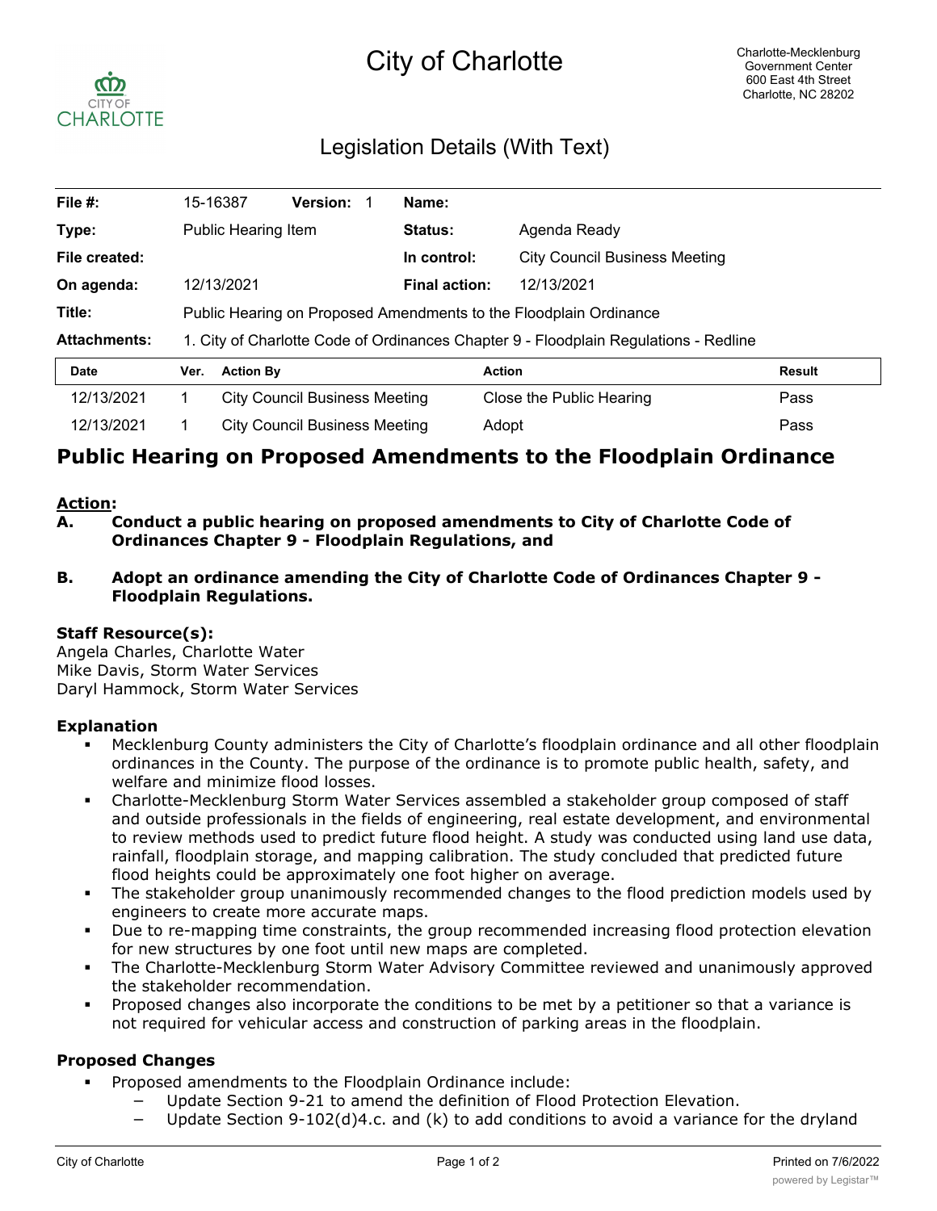# City of Charlotte

Charlotte-Mecklenburg Government Center
600 East 4th Street
Charlotte, NC 28202

## Legislation Details (With Text)

| | | | | | |
|---|---|---|---|---|---|
| **File #:** | 15-16387 | **Version:** 1 | **Name:** | | |
| **Type:** | Public Hearing Item | | **Status:** | Agenda Ready | |
| **File created:** | | | **In control:** | City Council Business Meeting | |
| **On agenda:** | 12/13/2021 | | **Final action:** | 12/13/2021 | |
| **Title:** | Public Hearing on Proposed Amendments to the Floodplain Ordinance | | | | |
| **Attachments:** | 1. City of Charlotte Code of Ordinances Chapter 9 - Floodplain Regulations - Redline | | | | |

| Date | Ver. | Action By | Action | Result |
|---|---|---|---|---|
| 12/13/2021 | 1 | City Council Business Meeting | Close the Public Hearing | Pass |
| 12/13/2021 | 1 | City Council Business Meeting | Adopt | Pass |

# Public Hearing on Proposed Amendments to the Floodplain Ordinance

**Action:**

**A. Conduct a public hearing on proposed amendments to City of Charlotte Code of Ordinances Chapter 9 - Floodplain Regulations, and**

**B. Adopt an ordinance amending the City of Charlotte Code of Ordinances Chapter 9 - Floodplain Regulations.**

**Staff Resource(s):**

Angela Charles, Charlotte Water
Mike Davis, Storm Water Services
Daryl Hammock, Storm Water Services

### Explanation

- Mecklenburg County administers the City of Charlotte's floodplain ordinance and all other floodplain ordinances in the County. The purpose of the ordinance is to promote public health, safety, and welfare and minimize flood losses.
- Charlotte-Mecklenburg Storm Water Services assembled a stakeholder group composed of staff and outside professionals in the fields of engineering, real estate development, and environmental to review methods used to predict future flood height. A study was conducted using land use data, rainfall, floodplain storage, and mapping calibration. The study concluded that predicted future flood heights could be approximately one foot higher on average.
- The stakeholder group unanimously recommended changes to the flood prediction models used by engineers to create more accurate maps.
- Due to re-mapping time constraints, the group recommended increasing flood protection elevation for new structures by one foot until new maps are completed.
- The Charlotte-Mecklenburg Storm Water Advisory Committee reviewed and unanimously approved the stakeholder recommendation.
- Proposed changes also incorporate the conditions to be met by a petitioner so that a variance is not required for vehicular access and construction of parking areas in the floodplain.

### Proposed Changes

- Proposed amendments to the Floodplain Ordinance include:
  - Update Section 9-21 to amend the definition of Flood Protection Elevation.
  - Update Section 9-102(d)4.c. and (k) to add conditions to avoid a variance for the dryland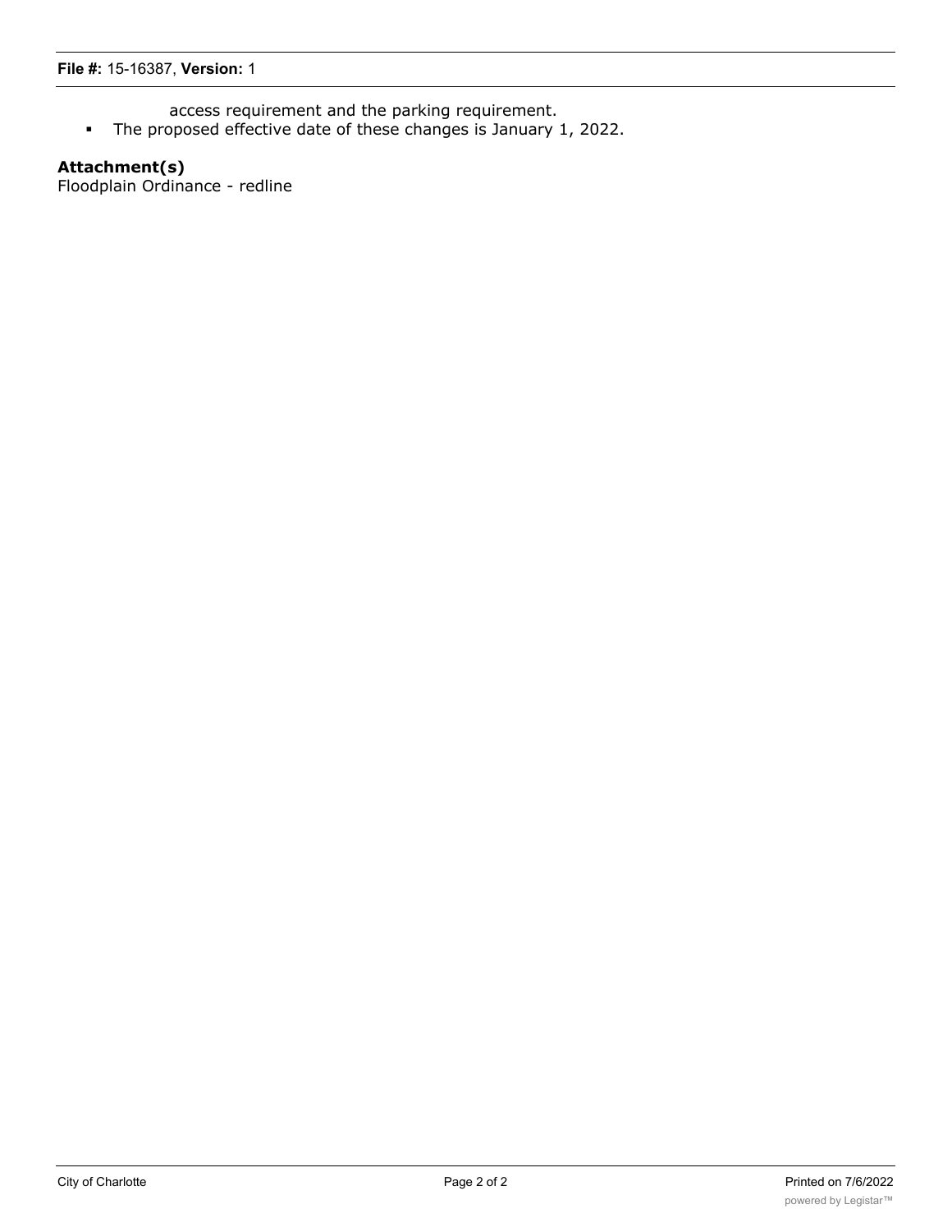access requirement and the parking requirement.

- The proposed effective date of these changes is January 1, 2022.

**Attachment(s)**

Floodplain Ordinance - redline